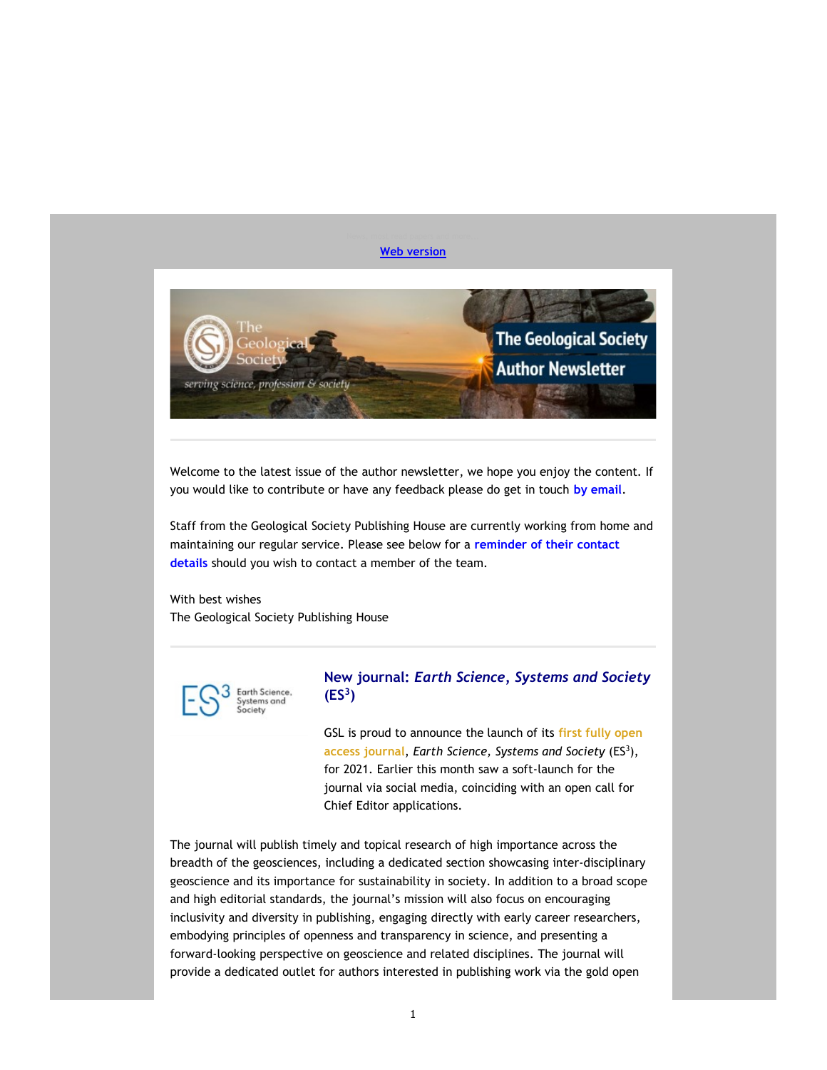Web version

The Geological Society Author Newsletter

Welcome to the latest issue of the author newsletter, we hope you enjoy the content. If you would like to contribute or have any feedback please do get in touch by email.

Staff from the Geological Society Publishing House are currently working from home and maintaining our regular service. Please see below for a reminder of their contact details should you wish to contact a member of the team.

With best wishes
The Geological Society Publishing House

## New journal: *Earth Science, Systems and Society* (ES$^3$)

GSL is proud to announce the launch of its first fully open access journal, *Earth Science, Systems and Society* (ES$^3$), for 2021. Earlier this month saw a soft-launch for the journal via social media, coinciding with an open call for Chief Editor applications.

The journal will publish timely and topical research of high importance across the breadth of the geosciences, including a dedicated section showcasing inter-disciplinary geoscience and its importance for sustainability in society. In addition to a broad scope and high editorial standards, the journal's mission will also focus on encouraging inclusivity and diversity in publishing, engaging directly with early career researchers, embodying principles of openness and transparency in science, and presenting a forward-looking perspective on geoscience and related disciplines. The journal will provide a dedicated outlet for authors interested in publishing work via the gold open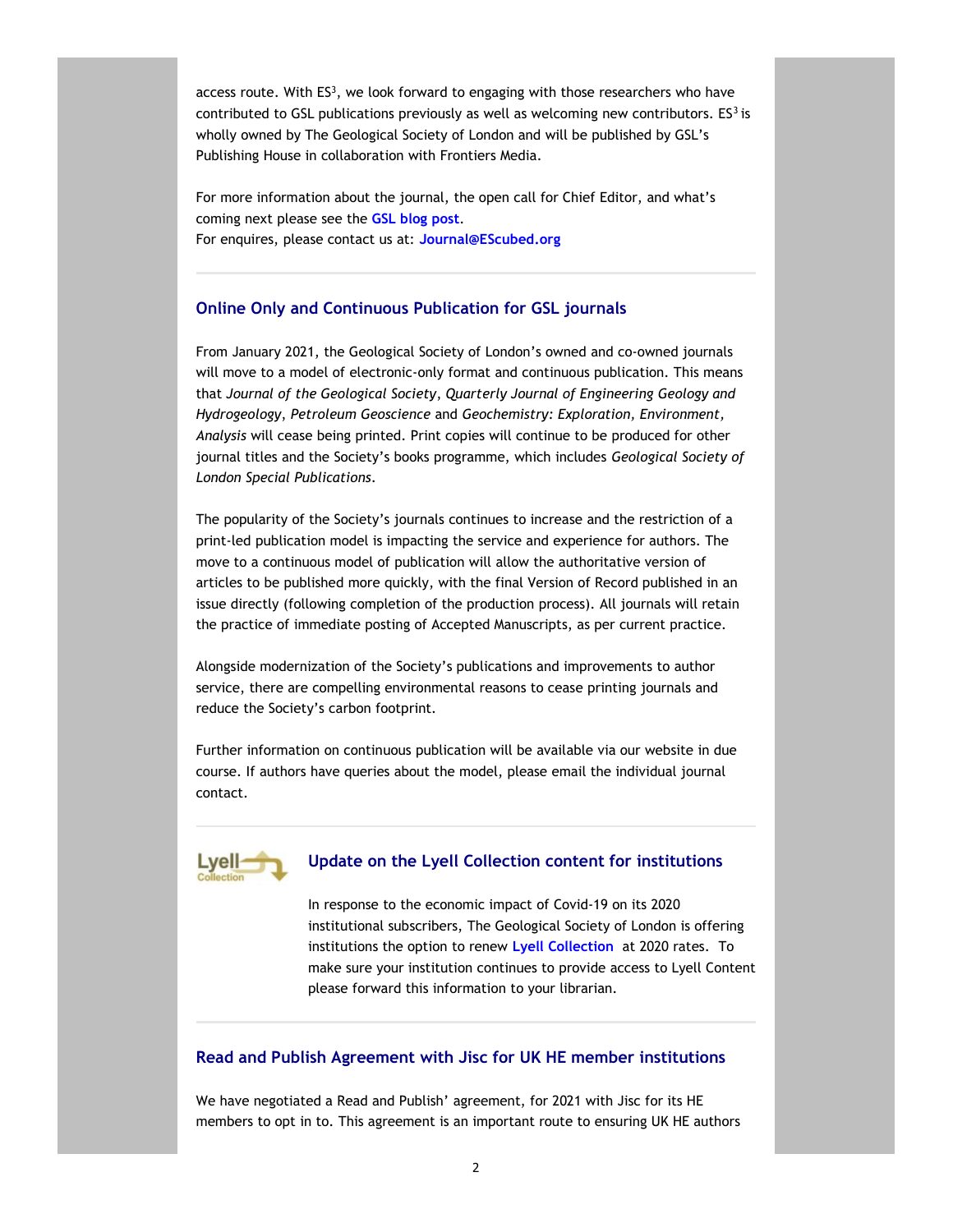access route. With $ES^3$, we look forward to engaging with those researchers who have contributed to GSL publications previously as well as welcoming new contributors. $ES^3$ is wholly owned by The Geological Society of London and will be published by GSL's Publishing House in collaboration with Frontiers Media.

For more information about the journal, the open call for Chief Editor, and what's coming next please see the **GSL blog post**.
For enquires, please contact us at: **Journal@EScubed.org**

---

## Online Only and Continuous Publication for GSL journals

From January 2021, the Geological Society of London's owned and co-owned journals will move to a model of electronic-only format and continuous publication. This means that *Journal of the Geological Society*, *Quarterly Journal of Engineering Geology and Hydrogeology*, *Petroleum Geoscience* and *Geochemistry: Exploration, Environment, Analysis* will cease being printed. Print copies will continue to be produced for other journal titles and the Society's books programme, which includes *Geological Society of London Special Publications*.

The popularity of the Society's journals continues to increase and the restriction of a print-led publication model is impacting the service and experience for authors. The move to a continuous model of publication will allow the authoritative version of articles to be published more quickly, with the final Version of Record published in an issue directly (following completion of the production process). All journals will retain the practice of immediate posting of Accepted Manuscripts, as per current practice.

Alongside modernization of the Society's publications and improvements to author service, there are compelling environmental reasons to cease printing journals and reduce the Society's carbon footprint.

Further information on continuous publication will be available via our website in due course. If authors have queries about the model, please email the individual journal contact.

---

## Update on the Lyell Collection content for institutions

In response to the economic impact of Covid-19 on its 2020 institutional subscribers, The Geological Society of London is offering institutions the option to renew **Lyell Collection** at 2020 rates. To make sure your institution continues to provide access to Lyell Content please forward this information to your librarian.

---

## Read and Publish Agreement with Jisc for UK HE member institutions

We have negotiated a Read and Publish' agreement, for 2021 with Jisc for its HE members to opt in to. This agreement is an important route to ensuring UK HE authors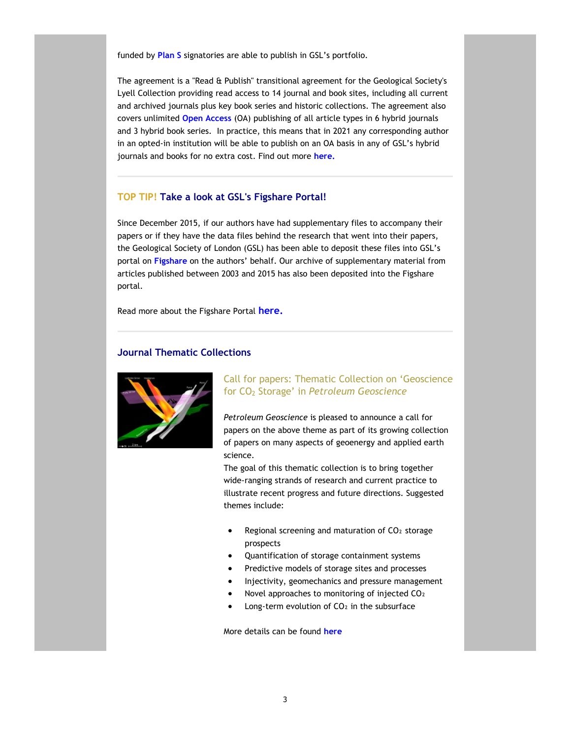funded by **Plan S** signatories are able to publish in GSL's portfolio.

The agreement is a "Read & Publish" transitional agreement for the Geological Society's Lyell Collection providing read access to 14 journal and book sites, including all current and archived journals plus key book series and historic collections. The agreement also covers unlimited **Open Access** (OA) publishing of all article types in 6 hybrid journals and 3 hybrid book series. In practice, this means that in 2021 any corresponding author in an opted-in institution will be able to publish on an OA basis in any of GSL's hybrid journals and books for no extra cost. Find out more **here.**

---

## TOP TIP! Take a look at GSL's Figshare Portal!

Since December 2015, if our authors have had supplementary files to accompany their papers or if they have the data files behind the research that went into their papers, the Geological Society of London (GSL) has been able to deposit these files into GSL's portal on **Figshare** on the authors' behalf. Our archive of supplementary material from articles published between 2003 and 2015 has also been deposited into the Figshare portal.

Read more about the Figshare Portal **here.**

---

## Journal Thematic Collections

### Call for papers: Thematic Collection on 'Geoscience for $CO_2$ Storage' in *Petroleum Geoscience*

*Petroleum Geoscience* is pleased to announce a call for papers on the above theme as part of its growing collection of papers on many aspects of geoenergy and applied earth science.

The goal of this thematic collection is to bring together wide-ranging strands of research and current practice to illustrate recent progress and future directions. Suggested themes include:

- Regional screening and maturation of $CO_2$ storage prospects
- Quantification of storage containment systems
- Predictive models of storage sites and processes
- Injectivity, geomechanics and pressure management
- Novel approaches to monitoring of injected $CO_2$
- Long-term evolution of $CO_2$ in the subsurface

More details can be found **here**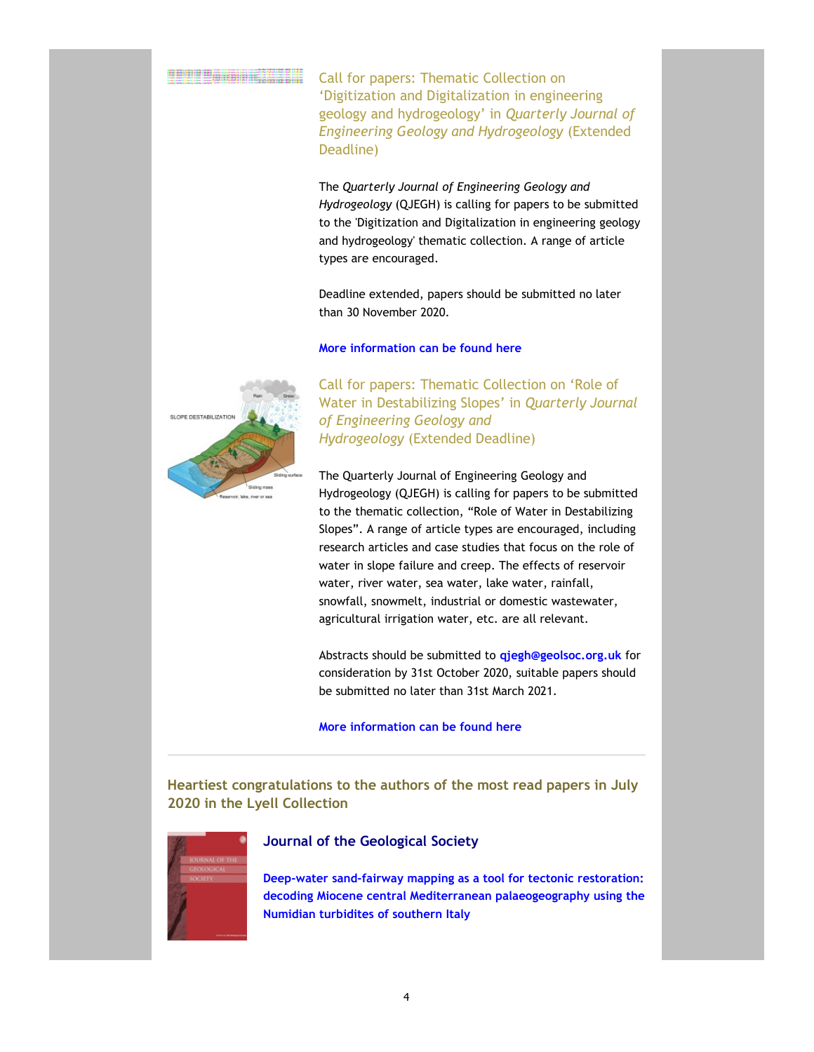### Call for papers: Thematic Collection on 'Digitization and Digitalization in engineering geology and hydrogeology' in *Quarterly Journal of Engineering Geology and Hydrogeology* (Extended Deadline)

The *Quarterly Journal of Engineering Geology and Hydrogeology* (QJEGH) is calling for papers to be submitted to the 'Digitization and Digitalization in engineering geology and hydrogeology' thematic collection. A range of article types are encouraged.

Deadline extended, papers should be submitted no later than 30 November 2020.

**More information can be found here**

### Call for papers: Thematic Collection on 'Role of Water in Destabilizing Slopes' in *Quarterly Journal of Engineering Geology and Hydrogeology* (Extended Deadline)

The Quarterly Journal of Engineering Geology and Hydrogeology (QJEGH) is calling for papers to be submitted to the thematic collection, "Role of Water in Destabilizing Slopes". A range of article types are encouraged, including research articles and case studies that focus on the role of water in slope failure and creep. The effects of reservoir water, river water, sea water, lake water, rainfall, snowfall, snowmelt, industrial or domestic wastewater, agricultural irrigation water, etc. are all relevant.

Abstracts should be submitted to **qjegh@geolsoc.org.uk** for consideration by 31st October 2020, suitable papers should be submitted no later than 31st March 2021.

**More information can be found here**

---

## Heartiest congratulations to the authors of the most read papers in July 2020 in the Lyell Collection

### Journal of the Geological Society

**Deep-water sand-fairway mapping as a tool for tectonic restoration: decoding Miocene central Mediterranean palaeogeography using the Numidian turbidites of southern Italy**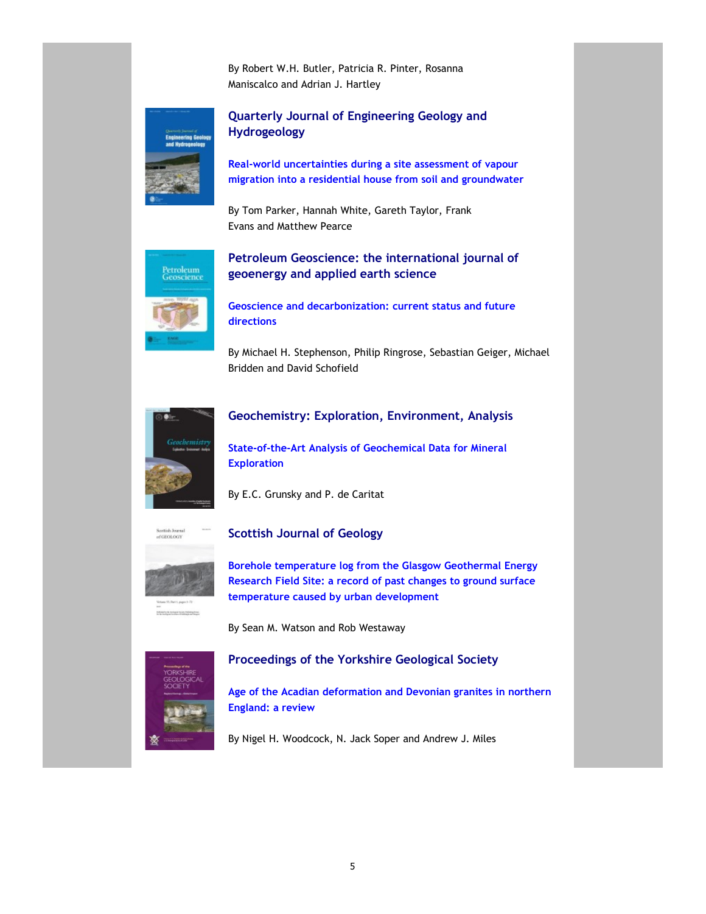By Robert W.H. Butler, Patricia R. Pinter, Rosanna Maniscalco and Adrian J. Hartley

### Quarterly Journal of Engineering Geology and Hydrogeology

**Real-world uncertainties during a site assessment of vapour migration into a residential house from soil and groundwater**

By Tom Parker, Hannah White, Gareth Taylor, Frank Evans and Matthew Pearce

### Petroleum Geoscience: the international journal of geoenergy and applied earth science

**Geoscience and decarbonization: current status and future directions**

By Michael H. Stephenson, Philip Ringrose, Sebastian Geiger, Michael Bridden and David Schofield

### Geochemistry: Exploration, Environment, Analysis

**State-of-the-Art Analysis of Geochemical Data for Mineral Exploration**

By E.C. Grunsky and P. de Caritat

### Scottish Journal of Geology

**Borehole temperature log from the Glasgow Geothermal Energy Research Field Site: a record of past changes to ground surface temperature caused by urban development**

By Sean M. Watson and Rob Westaway

### Proceedings of the Yorkshire Geological Society

**Age of the Acadian deformation and Devonian granites in northern England: a review**

By Nigel H. Woodcock, N. Jack Soper and Andrew J. Miles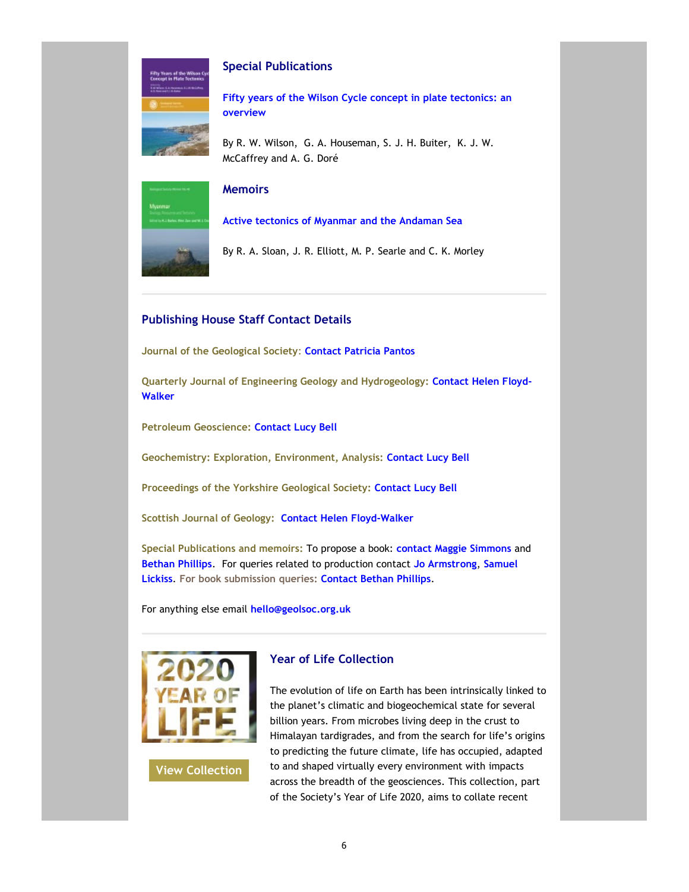## Special Publications

**Fifty years of the Wilson Cycle concept in plate tectonics: an overview**

By R. W. Wilson, G. A. Houseman, S. J. H. Buiter, K. J. W. McCaffrey and A. G. Doré

## Memoirs

**Active tectonics of Myanmar and the Andaman Sea**

By R. A. Sloan, J. R. Elliott, M. P. Searle and C. K. Morley

## Publishing House Staff Contact Details

**Journal of the Geological Society**: **Contact Patricia Pantos**

**Quarterly Journal of Engineering Geology and Hydrogeology: Contact Helen Floyd-Walker**

**Petroleum Geoscience: Contact Lucy Bell**

**Geochemistry: Exploration, Environment, Analysis: Contact Lucy Bell**

**Proceedings of the Yorkshire Geological Society: Contact Lucy Bell**

**Scottish Journal of Geology: Contact Helen Floyd-Walker**

**Special Publications and memoirs:** To propose a book: **contact Maggie Simmons** and **Bethan Phillips**. For queries related to production contact **Jo Armstrong**, **Samuel Lickiss**. **For book submission queries: Contact Bethan Phillips**.

For anything else email **hello@geolsoc.org.uk**

## Year of Life Collection

**View Collection**

The evolution of life on Earth has been intrinsically linked to the planet's climatic and biogeochemical state for several billion years. From microbes living deep in the crust to Himalayan tardigrades, and from the search for life's origins to predicting the future climate, life has occupied, adapted to and shaped virtually every environment with impacts across the breadth of the geosciences. This collection, part of the Society's Year of Life 2020, aims to collate recent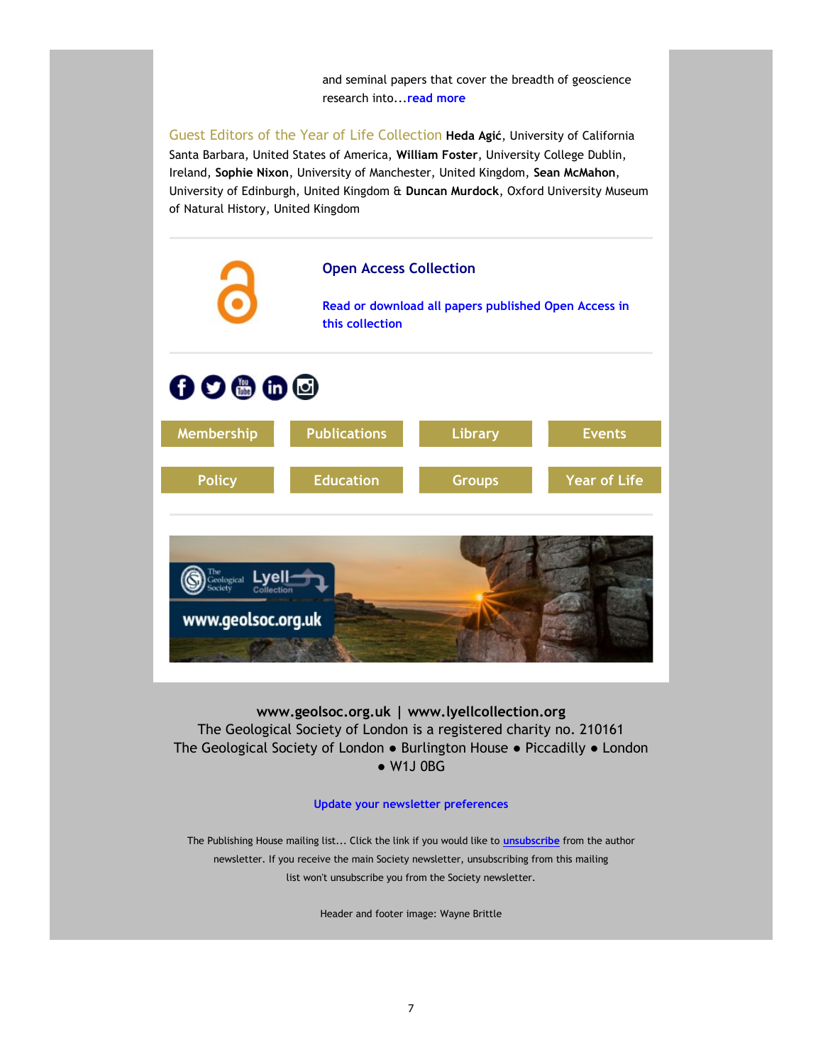and seminal papers that cover the breadth of geoscience research into...read more

Guest Editors of the Year of Life Collection **Heda Agić**, University of California Santa Barbara, United States of America, **William Foster**, University College Dublin, Ireland, **Sophie Nixon**, University of Manchester, United Kingdom, **Sean McMahon**, University of Edinburgh, United Kingdom & **Duncan Murdock**, Oxford University Museum of Natural History, United Kingdom

---

**Open Access Collection**

Read or download all papers published Open Access in this collection

---

Membership | Publications | Library | Events

Policy | Education | Groups | Year of Life

---

**www.geolsoc.org.uk | www.lyellcollection.org**

The Geological Society of London is a registered charity no. 210161

The Geological Society of London ● Burlington House ● Piccadilly ● London ● W1J 0BG

Update your newsletter preferences

The Publishing House mailing list... Click the link if you would like to unsubscribe from the author newsletter. If you receive the main Society newsletter, unsubscribing from this mailing list won't unsubscribe you from the Society newsletter.

Header and footer image: Wayne Brittle